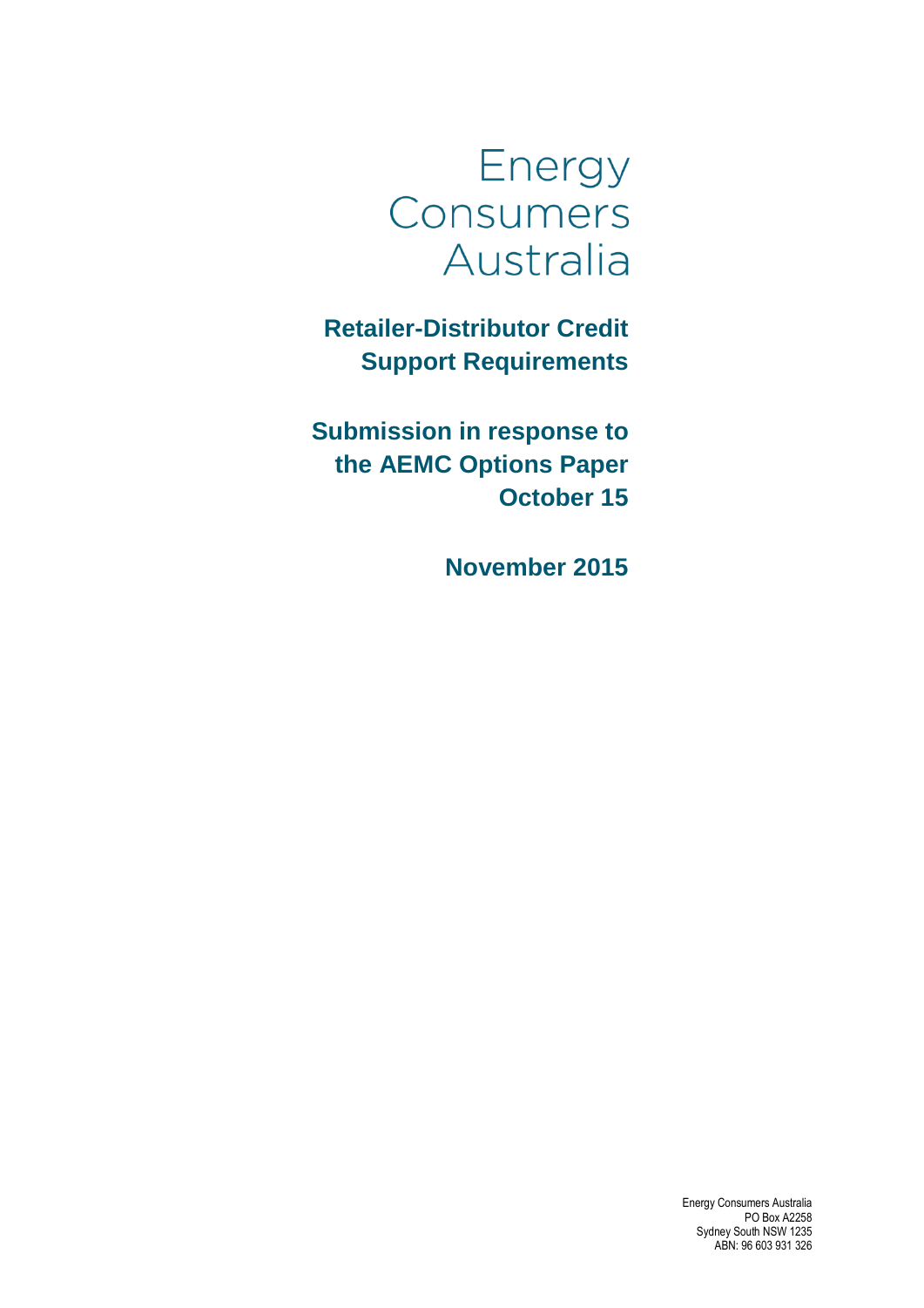# Energy Consumers Australia

## Retailer-Distributor Credit Support Requirements

## Submission in response to the AEMC Options Paper October 15

## November 2015

Energy Consumers Australia
PO Box A2258
Sydney South NSW 1235
ABN: 96 603 931 326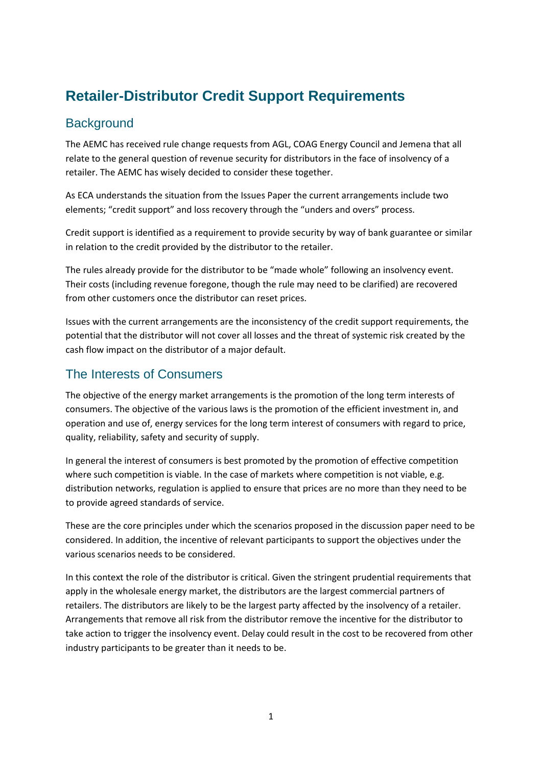# Retailer-Distributor Credit Support Requirements

## Background

The AEMC has received rule change requests from AGL, COAG Energy Council and Jemena that all relate to the general question of revenue security for distributors in the face of insolvency of a retailer. The AEMC has wisely decided to consider these together.

As ECA understands the situation from the Issues Paper the current arrangements include two elements; "credit support" and loss recovery through the "unders and overs" process.

Credit support is identified as a requirement to provide security by way of bank guarantee or similar in relation to the credit provided by the distributor to the retailer.

The rules already provide for the distributor to be "made whole" following an insolvency event. Their costs (including revenue foregone, though the rule may need to be clarified) are recovered from other customers once the distributor can reset prices.

Issues with the current arrangements are the inconsistency of the credit support requirements, the potential that the distributor will not cover all losses and the threat of systemic risk created by the cash flow impact on the distributor of a major default.

## The Interests of Consumers

The objective of the energy market arrangements is the promotion of the long term interests of consumers. The objective of the various laws is the promotion of the efficient investment in, and operation and use of, energy services for the long term interest of consumers with regard to price, quality, reliability, safety and security of supply.

In general the interest of consumers is best promoted by the promotion of effective competition where such competition is viable. In the case of markets where competition is not viable, e.g. distribution networks, regulation is applied to ensure that prices are no more than they need to be to provide agreed standards of service.

These are the core principles under which the scenarios proposed in the discussion paper need to be considered. In addition, the incentive of relevant participants to support the objectives under the various scenarios needs to be considered.

In this context the role of the distributor is critical. Given the stringent prudential requirements that apply in the wholesale energy market, the distributors are the largest commercial partners of retailers. The distributors are likely to be the largest party affected by the insolvency of a retailer. Arrangements that remove all risk from the distributor remove the incentive for the distributor to take action to trigger the insolvency event. Delay could result in the cost to be recovered from other industry participants to be greater than it needs to be.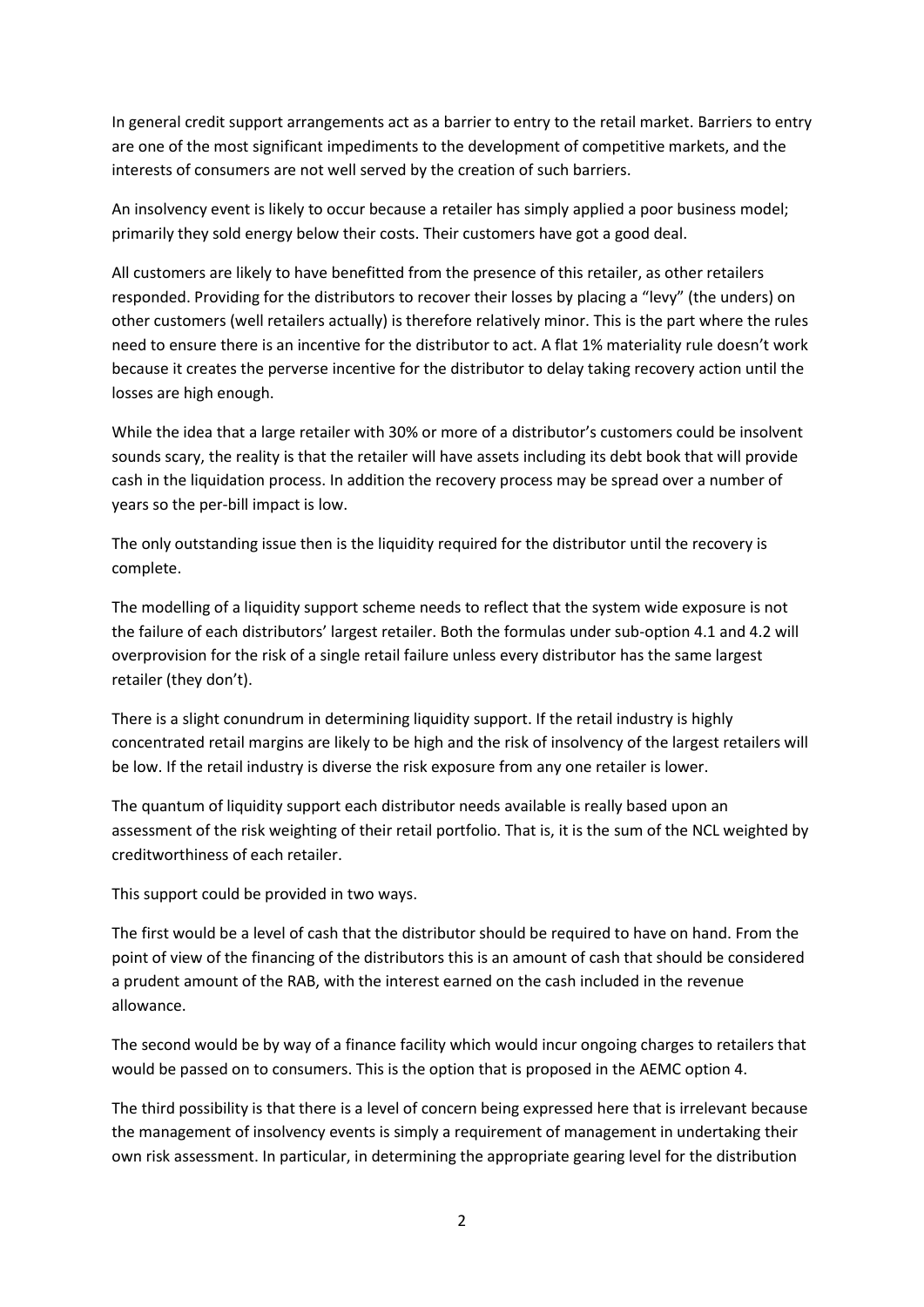In general credit support arrangements act as a barrier to entry to the retail market. Barriers to entry are one of the most significant impediments to the development of competitive markets, and the interests of consumers are not well served by the creation of such barriers.

An insolvency event is likely to occur because a retailer has simply applied a poor business model; primarily they sold energy below their costs. Their customers have got a good deal.

All customers are likely to have benefitted from the presence of this retailer, as other retailers responded. Providing for the distributors to recover their losses by placing a "levy" (the unders) on other customers (well retailers actually) is therefore relatively minor. This is the part where the rules need to ensure there is an incentive for the distributor to act. A flat 1% materiality rule doesn't work because it creates the perverse incentive for the distributor to delay taking recovery action until the losses are high enough.

While the idea that a large retailer with 30% or more of a distributor's customers could be insolvent sounds scary, the reality is that the retailer will have assets including its debt book that will provide cash in the liquidation process. In addition the recovery process may be spread over a number of years so the per-bill impact is low.

The only outstanding issue then is the liquidity required for the distributor until the recovery is complete.

The modelling of a liquidity support scheme needs to reflect that the system wide exposure is not the failure of each distributors' largest retailer. Both the formulas under sub-option 4.1 and 4.2 will overprovision for the risk of a single retail failure unless every distributor has the same largest retailer (they don't).

There is a slight conundrum in determining liquidity support. If the retail industry is highly concentrated retail margins are likely to be high and the risk of insolvency of the largest retailers will be low. If the retail industry is diverse the risk exposure from any one retailer is lower.

The quantum of liquidity support each distributor needs available is really based upon an assessment of the risk weighting of their retail portfolio. That is, it is the sum of the NCL weighted by creditworthiness of each retailer.

This support could be provided in two ways.

The first would be a level of cash that the distributor should be required to have on hand. From the point of view of the financing of the distributors this is an amount of cash that should be considered a prudent amount of the RAB, with the interest earned on the cash included in the revenue allowance.

The second would be by way of a finance facility which would incur ongoing charges to retailers that would be passed on to consumers. This is the option that is proposed in the AEMC option 4.

The third possibility is that there is a level of concern being expressed here that is irrelevant because the management of insolvency events is simply a requirement of management in undertaking their own risk assessment. In particular, in determining the appropriate gearing level for the distribution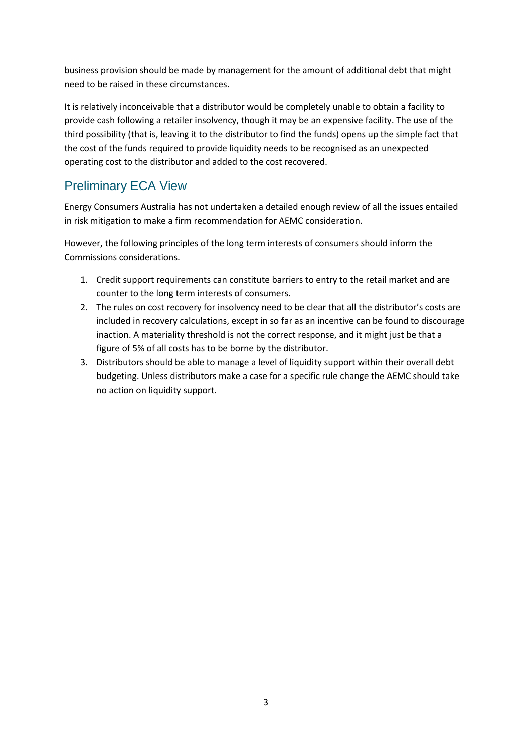business provision should be made by management for the amount of additional debt that might need to be raised in these circumstances.

It is relatively inconceivable that a distributor would be completely unable to obtain a facility to provide cash following a retailer insolvency, though it may be an expensive facility. The use of the third possibility (that is, leaving it to the distributor to find the funds) opens up the simple fact that the cost of the funds required to provide liquidity needs to be recognised as an unexpected operating cost to the distributor and added to the cost recovered.

## Preliminary ECA View

Energy Consumers Australia has not undertaken a detailed enough review of all the issues entailed in risk mitigation to make a firm recommendation for AEMC consideration.

However, the following principles of the long term interests of consumers should inform the Commissions considerations.

1. Credit support requirements can constitute barriers to entry to the retail market and are counter to the long term interests of consumers.
2. The rules on cost recovery for insolvency need to be clear that all the distributor's costs are included in recovery calculations, except in so far as an incentive can be found to discourage inaction. A materiality threshold is not the correct response, and it might just be that a figure of 5% of all costs has to be borne by the distributor.
3. Distributors should be able to manage a level of liquidity support within their overall debt budgeting. Unless distributors make a case for a specific rule change the AEMC should take no action on liquidity support.